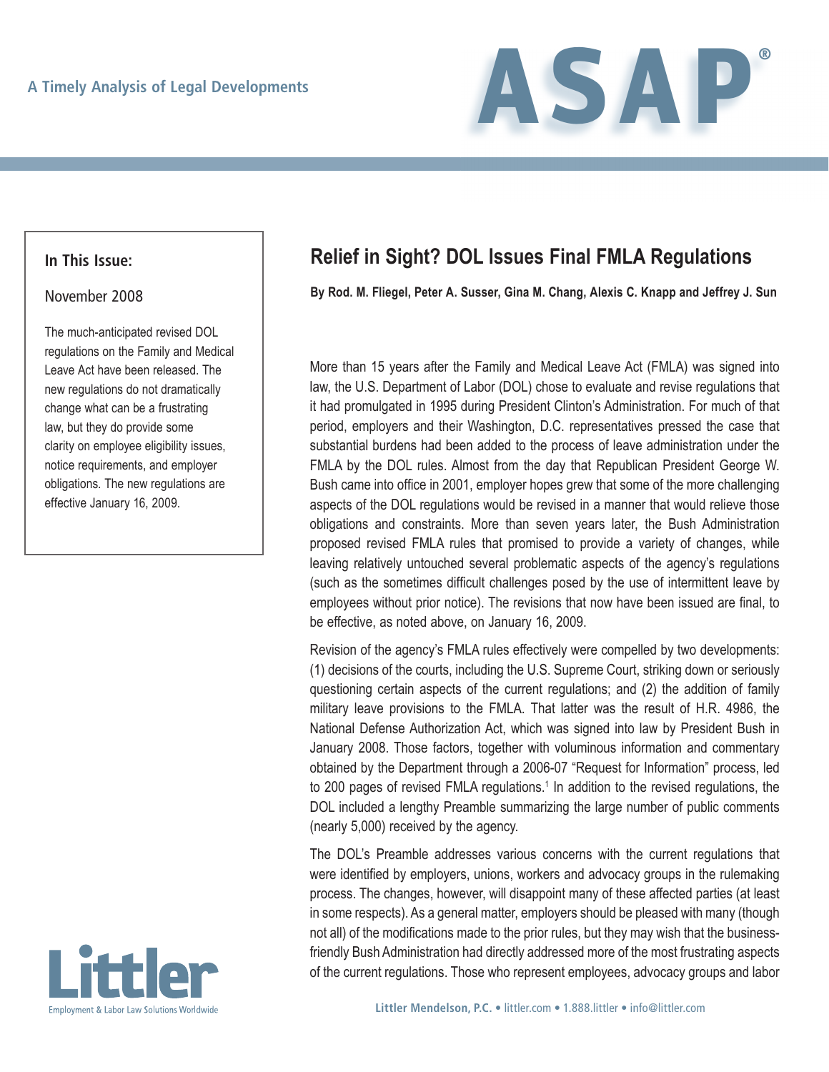A Timely Analysis of Legal Developments

# ASAP®

**In This Issue:**

November 2008

The much-anticipated revised DOL regulations on the Family and Medical Leave Act have been released. The new regulations do not dramatically change what can be a frustrating law, but they do provide some clarity on employee eligibility issues, notice requirements, and employer obligations. The new regulations are effective January 16, 2009.

## Relief in Sight? DOL Issues Final FMLA Regulations

**By Rod. M. Fliegel, Peter A. Susser, Gina M. Chang, Alexis C. Knapp and Jeffrey J. Sun**

More than 15 years after the Family and Medical Leave Act (FMLA) was signed into law, the U.S. Department of Labor (DOL) chose to evaluate and revise regulations that it had promulgated in 1995 during President Clinton's Administration. For much of that period, employers and their Washington, D.C. representatives pressed the case that substantial burdens had been added to the process of leave administration under the FMLA by the DOL rules. Almost from the day that Republican President George W. Bush came into office in 2001, employer hopes grew that some of the more challenging aspects of the DOL regulations would be revised in a manner that would relieve those obligations and constraints. More than seven years later, the Bush Administration proposed revised FMLA rules that promised to provide a variety of changes, while leaving relatively untouched several problematic aspects of the agency's regulations (such as the sometimes difficult challenges posed by the use of intermittent leave by employees without prior notice). The revisions that now have been issued are final, to be effective, as noted above, on January 16, 2009.

Revision of the agency's FMLA rules effectively were compelled by two developments: (1) decisions of the courts, including the U.S. Supreme Court, striking down or seriously questioning certain aspects of the current regulations; and (2) the addition of family military leave provisions to the FMLA. That latter was the result of H.R. 4986, the National Defense Authorization Act, which was signed into law by President Bush in January 2008. Those factors, together with voluminous information and commentary obtained by the Department through a 2006-07 "Request for Information" process, led to 200 pages of revised FMLA regulations.[1] In addition to the revised regulations, the DOL included a lengthy Preamble summarizing the large number of public comments (nearly 5,000) received by the agency.

The DOL's Preamble addresses various concerns with the current regulations that were identified by employers, unions, workers and advocacy groups in the rulemaking process. The changes, however, will disappoint many of these affected parties (at least in some respects). As a general matter, employers should be pleased with many (though not all) of the modifications made to the prior rules, but they may wish that the business-friendly Bush Administration had directly addressed more of the most frustrating aspects of the current regulations. Those who represent employees, advocacy groups and labor

Littler

Employment & Labor Law Solutions Worldwide

**Littler Mendelson, P.C.** • littler.com • 1.888.littler • info@littler.com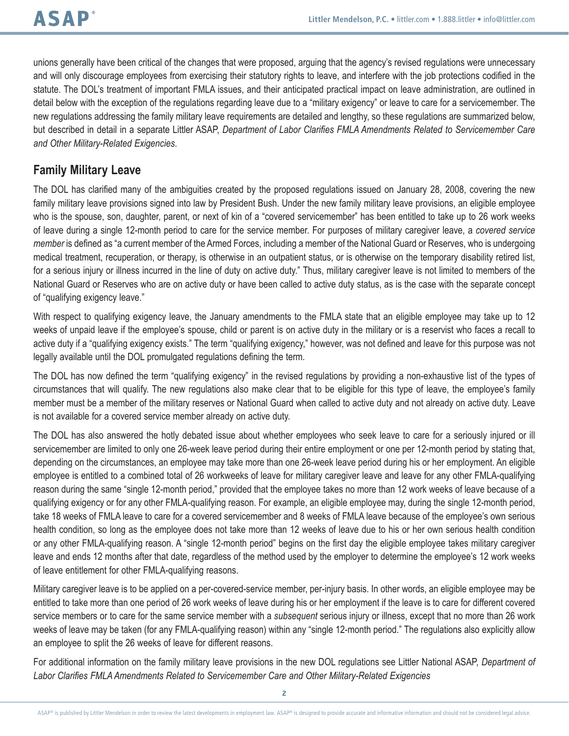unions generally have been critical of the changes that were proposed, arguing that the agency's revised regulations were unnecessary and will only discourage employees from exercising their statutory rights to leave, and interfere with the job protections codified in the statute. The DOL's treatment of important FMLA issues, and their anticipated practical impact on leave administration, are outlined in detail below with the exception of the regulations regarding leave due to a "military exigency" or leave to care for a servicemember. The new regulations addressing the family military leave requirements are detailed and lengthy, so these regulations are summarized below, but described in detail in a separate Littler ASAP, *Department of Labor Clarifies FMLA Amendments Related to Servicemember Care and Other Military-Related Exigencies*.

## Family Military Leave

The DOL has clarified many of the ambiguities created by the proposed regulations issued on January 28, 2008, covering the new family military leave provisions signed into law by President Bush. Under the new family military leave provisions, an eligible employee who is the spouse, son, daughter, parent, or next of kin of a "covered servicemember" has been entitled to take up to 26 work weeks of leave during a single 12-month period to care for the service member. For purposes of military caregiver leave, a *covered service member* is defined as "a current member of the Armed Forces, including a member of the National Guard or Reserves, who is undergoing medical treatment, recuperation, or therapy, is otherwise in an outpatient status, or is otherwise on the temporary disability retired list, for a serious injury or illness incurred in the line of duty on active duty." Thus, military caregiver leave is not limited to members of the National Guard or Reserves who are on active duty or have been called to active duty status, as is the case with the separate concept of "qualifying exigency leave."

With respect to qualifying exigency leave, the January amendments to the FMLA state that an eligible employee may take up to 12 weeks of unpaid leave if the employee's spouse, child or parent is on active duty in the military or is a reservist who faces a recall to active duty if a "qualifying exigency exists." The term "qualifying exigency," however, was not defined and leave for this purpose was not legally available until the DOL promulgated regulations defining the term.

The DOL has now defined the term "qualifying exigency" in the revised regulations by providing a non-exhaustive list of the types of circumstances that will qualify. The new regulations also make clear that to be eligible for this type of leave, the employee's family member must be a member of the military reserves or National Guard when called to active duty and not already on active duty. Leave is not available for a covered service member already on active duty.

The DOL has also answered the hotly debated issue about whether employees who seek leave to care for a seriously injured or ill servicemember are limited to only one 26-week leave period during their entire employment or one per 12-month period by stating that, depending on the circumstances, an employee may take more than one 26-week leave period during his or her employment. An eligible employee is entitled to a combined total of 26 workweeks of leave for military caregiver leave and leave for any other FMLA-qualifying reason during the same "single 12-month period," provided that the employee takes no more than 12 work weeks of leave because of a qualifying exigency or for any other FMLA-qualifying reason. For example, an eligible employee may, during the single 12-month period, take 18 weeks of FMLA leave to care for a covered servicemember and 8 weeks of FMLA leave because of the employee's own serious health condition, so long as the employee does not take more than 12 weeks of leave due to his or her own serious health condition or any other FMLA-qualifying reason. A "single 12-month period" begins on the first day the eligible employee takes military caregiver leave and ends 12 months after that date, regardless of the method used by the employer to determine the employee's 12 work weeks of leave entitlement for other FMLA-qualifying reasons.

Military caregiver leave is to be applied on a per-covered-service member, per-injury basis. In other words, an eligible employee may be entitled to take more than one period of 26 work weeks of leave during his or her employment if the leave is to care for different covered service members or to care for the same service member with a *subsequent* serious injury or illness, except that no more than 26 work weeks of leave may be taken (for any FMLA-qualifying reason) within any "single 12-month period." The regulations also explicitly allow an employee to split the 26 weeks of leave for different reasons.

For additional information on the family military leave provisions in the new DOL regulations see Littler National ASAP, *Department of Labor Clarifies FMLA Amendments Related to Servicemember Care and Other Military-Related Exigencies*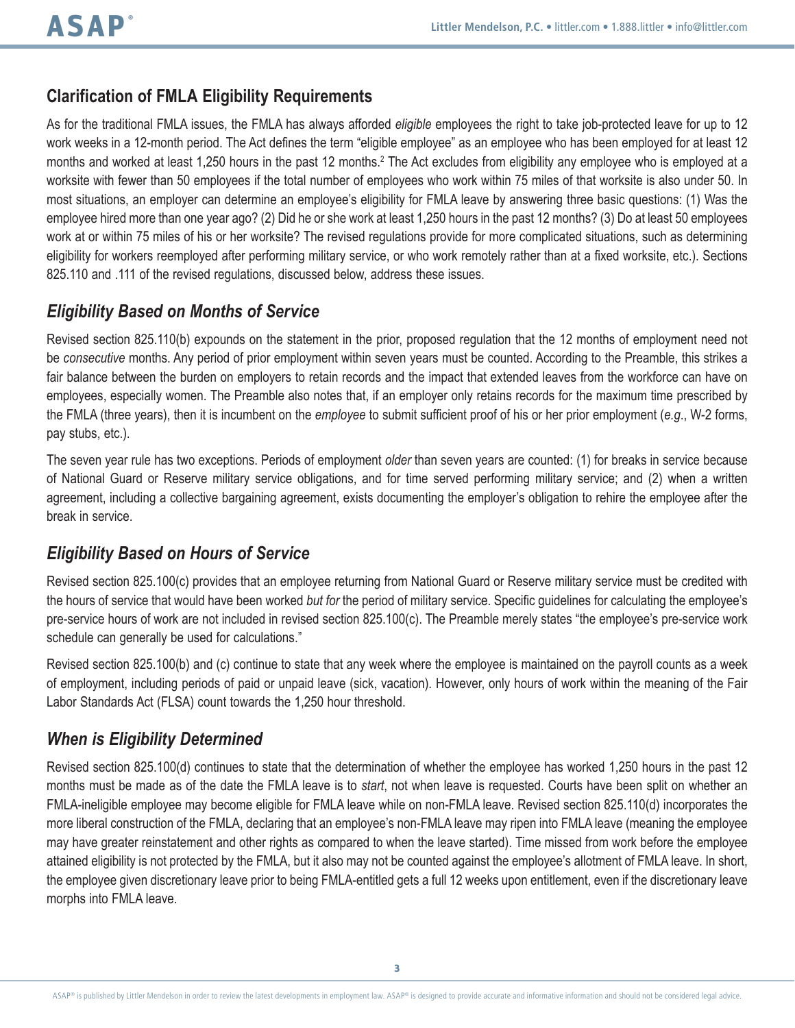## Clarification of FMLA Eligibility Requirements

As for the traditional FMLA issues, the FMLA has always afforded *eligible* employees the right to take job-protected leave for up to 12 work weeks in a 12-month period. The Act defines the term "eligible employee" as an employee who has been employed for at least 12 months and worked at least 1,250 hours in the past 12 months.[2] The Act excludes from eligibility any employee who is employed at a worksite with fewer than 50 employees if the total number of employees who work within 75 miles of that worksite is also under 50. In most situations, an employer can determine an employee's eligibility for FMLA leave by answering three basic questions: (1) Was the employee hired more than one year ago? (2) Did he or she work at least 1,250 hours in the past 12 months? (3) Do at least 50 employees work at or within 75 miles of his or her worksite? The revised regulations provide for more complicated situations, such as determining eligibility for workers reemployed after performing military service, or who work remotely rather than at a fixed worksite, etc.). Sections 825.110 and .111 of the revised regulations, discussed below, address these issues.

### *Eligibility Based on Months of Service*

Revised section 825.110(b) expounds on the statement in the prior, proposed regulation that the 12 months of employment need not be *consecutive* months. Any period of prior employment within seven years must be counted. According to the Preamble, this strikes a fair balance between the burden on employers to retain records and the impact that extended leaves from the workforce can have on employees, especially women. The Preamble also notes that, if an employer only retains records for the maximum time prescribed by the FMLA (three years), then it is incumbent on the *employee* to submit sufficient proof of his or her prior employment (*e.g.*, W-2 forms, pay stubs, etc.).

The seven year rule has two exceptions. Periods of employment *older* than seven years are counted: (1) for breaks in service because of National Guard or Reserve military service obligations, and for time served performing military service; and (2) when a written agreement, including a collective bargaining agreement, exists documenting the employer's obligation to rehire the employee after the break in service.

### *Eligibility Based on Hours of Service*

Revised section 825.100(c) provides that an employee returning from National Guard or Reserve military service must be credited with the hours of service that would have been worked *but for* the period of military service. Specific guidelines for calculating the employee's pre-service hours of work are not included in revised section 825.100(c). The Preamble merely states "the employee's pre-service work schedule can generally be used for calculations."

Revised section 825.100(b) and (c) continue to state that any week where the employee is maintained on the payroll counts as a week of employment, including periods of paid or unpaid leave (sick, vacation). However, only hours of work within the meaning of the Fair Labor Standards Act (FLSA) count towards the 1,250 hour threshold.

### *When is Eligibility Determined*

Revised section 825.100(d) continues to state that the determination of whether the employee has worked 1,250 hours in the past 12 months must be made as of the date the FMLA leave is to *start*, not when leave is requested. Courts have been split on whether an FMLA-ineligible employee may become eligible for FMLA leave while on non-FMLA leave. Revised section 825.110(d) incorporates the more liberal construction of the FMLA, declaring that an employee's non-FMLA leave may ripen into FMLA leave (meaning the employee may have greater reinstatement and other rights as compared to when the leave started). Time missed from work before the employee attained eligibility is not protected by the FMLA, but it also may not be counted against the employee's allotment of FMLA leave. In short, the employee given discretionary leave prior to being FMLA-entitled gets a full 12 weeks upon entitlement, even if the discretionary leave morphs into FMLA leave.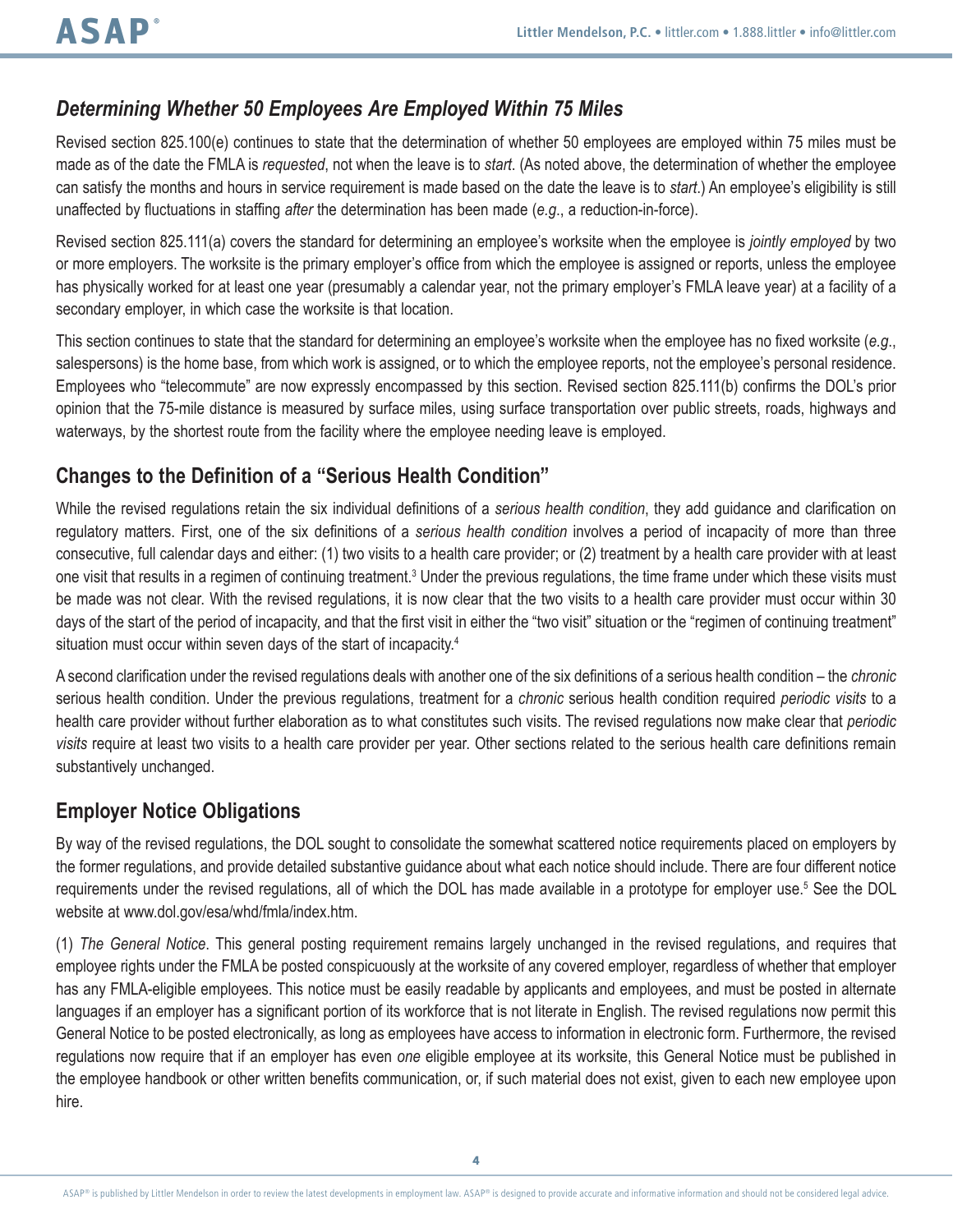### *Determining Whether 50 Employees Are Employed Within 75 Miles*

Revised section 825.100(e) continues to state that the determination of whether 50 employees are employed within 75 miles must be made as of the date the FMLA is *requested*, not when the leave is to *start*. (As noted above, the determination of whether the employee can satisfy the months and hours in service requirement is made based on the date the leave is to *start*.) An employee's eligibility is still unaffected by fluctuations in staffing *after* the determination has been made (*e.g.*, a reduction-in-force).

Revised section 825.111(a) covers the standard for determining an employee's worksite when the employee is *jointly employed* by two or more employers. The worksite is the primary employer's office from which the employee is assigned or reports, unless the employee has physically worked for at least one year (presumably a calendar year, not the primary employer's FMLA leave year) at a facility of a secondary employer, in which case the worksite is that location.

This section continues to state that the standard for determining an employee's worksite when the employee has no fixed worksite (*e.g.*, salespersons) is the home base, from which work is assigned, or to which the employee reports, not the employee's personal residence. Employees who "telecommute" are now expressly encompassed by this section. Revised section 825.111(b) confirms the DOL's prior opinion that the 75-mile distance is measured by surface miles, using surface transportation over public streets, roads, highways and waterways, by the shortest route from the facility where the employee needing leave is employed.

## Changes to the Definition of a "Serious Health Condition"

While the revised regulations retain the six individual definitions of a *serious health condition*, they add guidance and clarification on regulatory matters. First, one of the six definitions of a *serious health condition* involves a period of incapacity of more than three consecutive, full calendar days and either: (1) two visits to a health care provider; or (2) treatment by a health care provider with at least one visit that results in a regimen of continuing treatment.[3] Under the previous regulations, the time frame under which these visits must be made was not clear. With the revised regulations, it is now clear that the two visits to a health care provider must occur within 30 days of the start of the period of incapacity, and that the first visit in either the "two visit" situation or the "regimen of continuing treatment" situation must occur within seven days of the start of incapacity.[4]

A second clarification under the revised regulations deals with another one of the six definitions of a serious health condition – the *chronic* serious health condition. Under the previous regulations, treatment for a *chronic* serious health condition required *periodic visits* to a health care provider without further elaboration as to what constitutes such visits. The revised regulations now make clear that *periodic visits* require at least two visits to a health care provider per year. Other sections related to the serious health care definitions remain substantively unchanged.

## Employer Notice Obligations

By way of the revised regulations, the DOL sought to consolidate the somewhat scattered notice requirements placed on employers by the former regulations, and provide detailed substantive guidance about what each notice should include. There are four different notice requirements under the revised regulations, all of which the DOL has made available in a prototype for employer use.[5] See the DOL website at www.dol.gov/esa/whd/fmla/index.htm.

(1) *The General Notice*. This general posting requirement remains largely unchanged in the revised regulations, and requires that employee rights under the FMLA be posted conspicuously at the worksite of any covered employer, regardless of whether that employer has any FMLA-eligible employees. This notice must be easily readable by applicants and employees, and must be posted in alternate languages if an employer has a significant portion of its workforce that is not literate in English. The revised regulations now permit this General Notice to be posted electronically, as long as employees have access to information in electronic form. Furthermore, the revised regulations now require that if an employer has even *one* eligible employee at its worksite, this General Notice must be published in the employee handbook or other written benefits communication, or, if such material does not exist, given to each new employee upon hire.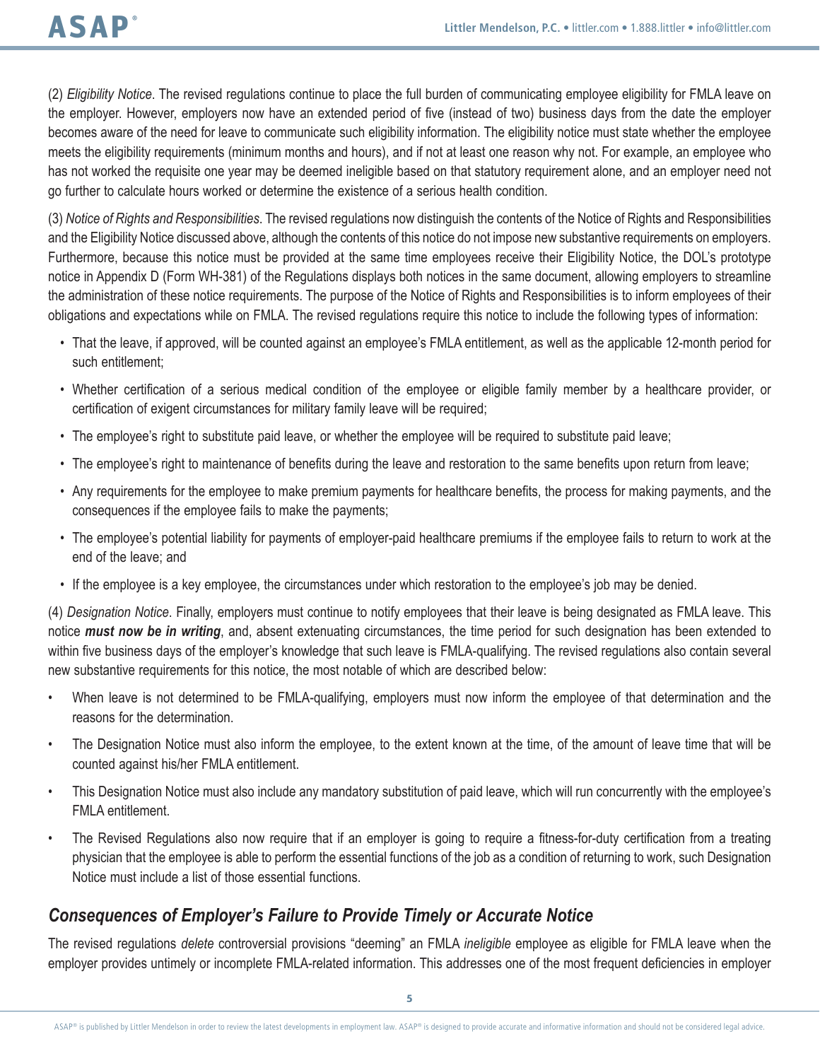(2) *Eligibility Notice*. The revised regulations continue to place the full burden of communicating employee eligibility for FMLA leave on the employer. However, employers now have an extended period of five (instead of two) business days from the date the employer becomes aware of the need for leave to communicate such eligibility information. The eligibility notice must state whether the employee meets the eligibility requirements (minimum months and hours), and if not at least one reason why not. For example, an employee who has not worked the requisite one year may be deemed ineligible based on that statutory requirement alone, and an employer need not go further to calculate hours worked or determine the existence of a serious health condition.

(3) *Notice of Rights and Responsibilities*. The revised regulations now distinguish the contents of the Notice of Rights and Responsibilities and the Eligibility Notice discussed above, although the contents of this notice do not impose new substantive requirements on employers. Furthermore, because this notice must be provided at the same time employees receive their Eligibility Notice, the DOL's prototype notice in Appendix D (Form WH-381) of the Regulations displays both notices in the same document, allowing employers to streamline the administration of these notice requirements. The purpose of the Notice of Rights and Responsibilities is to inform employees of their obligations and expectations while on FMLA. The revised regulations require this notice to include the following types of information:

- That the leave, if approved, will be counted against an employee's FMLA entitlement, as well as the applicable 12-month period for such entitlement;
- Whether certification of a serious medical condition of the employee or eligible family member by a healthcare provider, or certification of exigent circumstances for military family leave will be required;
- The employee's right to substitute paid leave, or whether the employee will be required to substitute paid leave;
- The employee's right to maintenance of benefits during the leave and restoration to the same benefits upon return from leave;
- Any requirements for the employee to make premium payments for healthcare benefits, the process for making payments, and the consequences if the employee fails to make the payments;
- The employee's potential liability for payments of employer-paid healthcare premiums if the employee fails to return to work at the end of the leave; and
- If the employee is a key employee, the circumstances under which restoration to the employee's job may be denied.

(4) *Designation Notice*. Finally, employers must continue to notify employees that their leave is being designated as FMLA leave. This notice ***must now be in writing***, and, absent extenuating circumstances, the time period for such designation has been extended to within five business days of the employer's knowledge that such leave is FMLA-qualifying. The revised regulations also contain several new substantive requirements for this notice, the most notable of which are described below:

- When leave is not determined to be FMLA-qualifying, employers must now inform the employee of that determination and the reasons for the determination.
- The Designation Notice must also inform the employee, to the extent known at the time, of the amount of leave time that will be counted against his/her FMLA entitlement.
- This Designation Notice must also include any mandatory substitution of paid leave, which will run concurrently with the employee's FMLA entitlement.
- The Revised Regulations also now require that if an employer is going to require a fitness-for-duty certification from a treating physician that the employee is able to perform the essential functions of the job as a condition of returning to work, such Designation Notice must include a list of those essential functions.

## *Consequences of Employer's Failure to Provide Timely or Accurate Notice*

The revised regulations *delete* controversial provisions "deeming" an FMLA *ineligible* employee as eligible for FMLA leave when the employer provides untimely or incomplete FMLA-related information. This addresses one of the most frequent deficiencies in employer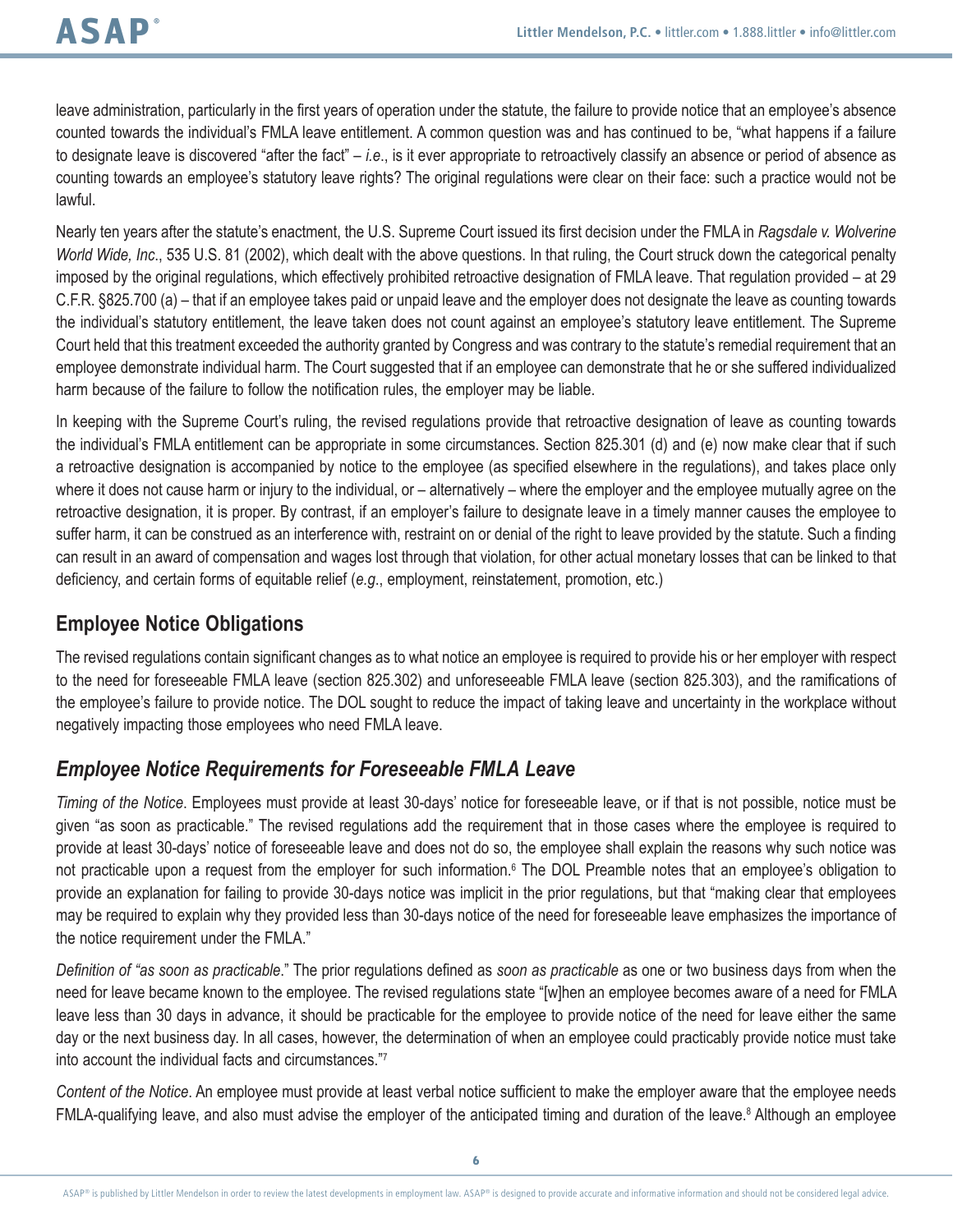leave administration, particularly in the first years of operation under the statute, the failure to provide notice that an employee's absence counted towards the individual's FMLA leave entitlement. A common question was and has continued to be, "what happens if a failure to designate leave is discovered "after the fact" – *i.e.*, is it ever appropriate to retroactively classify an absence or period of absence as counting towards an employee's statutory leave rights? The original regulations were clear on their face: such a practice would not be lawful.

Nearly ten years after the statute's enactment, the U.S. Supreme Court issued its first decision under the FMLA in *Ragsdale v. Wolverine World Wide, Inc.*, 535 U.S. 81 (2002), which dealt with the above questions. In that ruling, the Court struck down the categorical penalty imposed by the original regulations, which effectively prohibited retroactive designation of FMLA leave. That regulation provided – at 29 C.F.R. §825.700 (a) – that if an employee takes paid or unpaid leave and the employer does not designate the leave as counting towards the individual's statutory entitlement, the leave taken does not count against an employee's statutory leave entitlement. The Supreme Court held that this treatment exceeded the authority granted by Congress and was contrary to the statute's remedial requirement that an employee demonstrate individual harm. The Court suggested that if an employee can demonstrate that he or she suffered individualized harm because of the failure to follow the notification rules, the employer may be liable.

In keeping with the Supreme Court's ruling, the revised regulations provide that retroactive designation of leave as counting towards the individual's FMLA entitlement can be appropriate in some circumstances. Section 825.301 (d) and (e) now make clear that if such a retroactive designation is accompanied by notice to the employee (as specified elsewhere in the regulations), and takes place only where it does not cause harm or injury to the individual, or – alternatively – where the employer and the employee mutually agree on the retroactive designation, it is proper. By contrast, if an employer's failure to designate leave in a timely manner causes the employee to suffer harm, it can be construed as an interference with, restraint on or denial of the right to leave provided by the statute. Such a finding can result in an award of compensation and wages lost through that violation, for other actual monetary losses that can be linked to that deficiency, and certain forms of equitable relief (*e.g.*, employment, reinstatement, promotion, etc.)

## Employee Notice Obligations

The revised regulations contain significant changes as to what notice an employee is required to provide his or her employer with respect to the need for foreseeable FMLA leave (section 825.302) and unforeseeable FMLA leave (section 825.303), and the ramifications of the employee's failure to provide notice. The DOL sought to reduce the impact of taking leave and uncertainty in the workplace without negatively impacting those employees who need FMLA leave.

### *Employee Notice Requirements for Foreseeable FMLA Leave*

*Timing of the Notice*. Employees must provide at least 30-days' notice for foreseeable leave, or if that is not possible, notice must be given "as soon as practicable." The revised regulations add the requirement that in those cases where the employee is required to provide at least 30-days' notice of foreseeable leave and does not do so, the employee shall explain the reasons why such notice was not practicable upon a request from the employer for such information.[6] The DOL Preamble notes that an employee's obligation to provide an explanation for failing to provide 30-days notice was implicit in the prior regulations, but that "making clear that employees may be required to explain why they provided less than 30-days notice of the need for foreseeable leave emphasizes the importance of the notice requirement under the FMLA."

*Definition of "as soon as practicable*." The prior regulations defined as *soon as practicable* as one or two business days from when the need for leave became known to the employee. The revised regulations state "[w]hen an employee becomes aware of a need for FMLA leave less than 30 days in advance, it should be practicable for the employee to provide notice of the need for leave either the same day or the next business day. In all cases, however, the determination of when an employee could practicably provide notice must take into account the individual facts and circumstances."[7]

*Content of the Notice*. An employee must provide at least verbal notice sufficient to make the employer aware that the employee needs FMLA-qualifying leave, and also must advise the employer of the anticipated timing and duration of the leave.[8] Although an employee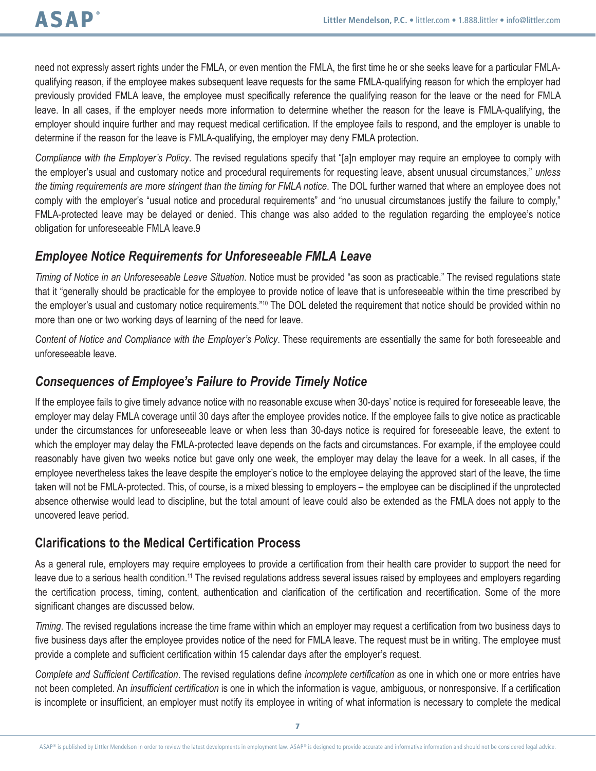need not expressly assert rights under the FMLA, or even mention the FMLA, the first time he or she seeks leave for a particular FMLA-qualifying reason, if the employee makes subsequent leave requests for the same FMLA-qualifying reason for which the employer had previously provided FMLA leave, the employee must specifically reference the qualifying reason for the leave or the need for FMLA leave. In all cases, if the employer needs more information to determine whether the reason for the leave is FMLA-qualifying, the employer should inquire further and may request medical certification. If the employee fails to respond, and the employer is unable to determine if the reason for the leave is FMLA-qualifying, the employer may deny FMLA protection.

*Compliance with the Employer's Policy*. The revised regulations specify that "[a]n employer may require an employee to comply with the employer's usual and customary notice and procedural requirements for requesting leave, absent unusual circumstances," *unless the timing requirements are more stringent than the timing for FMLA notice*. The DOL further warned that where an employee does not comply with the employer's "usual notice and procedural requirements" and "no unusual circumstances justify the failure to comply," FMLA-protected leave may be delayed or denied. This change was also added to the regulation regarding the employee's notice obligation for unforeseeable FMLA leave.9

## *Employee Notice Requirements for Unforeseeable FMLA Leave*

*Timing of Notice in an Unforeseeable Leave Situation*. Notice must be provided "as soon as practicable." The revised regulations state that it "generally should be practicable for the employee to provide notice of leave that is unforeseeable within the time prescribed by the employer's usual and customary notice requirements."[10] The DOL deleted the requirement that notice should be provided within no more than one or two working days of learning of the need for leave.

*Content of Notice and Compliance with the Employer's Policy*. These requirements are essentially the same for both foreseeable and unforeseeable leave.

## *Consequences of Employee's Failure to Provide Timely Notice*

If the employee fails to give timely advance notice with no reasonable excuse when 30-days' notice is required for foreseeable leave, the employer may delay FMLA coverage until 30 days after the employee provides notice. If the employee fails to give notice as practicable under the circumstances for unforeseeable leave or when less than 30-days notice is required for foreseeable leave, the extent to which the employer may delay the FMLA-protected leave depends on the facts and circumstances. For example, if the employee could reasonably have given two weeks notice but gave only one week, the employer may delay the leave for a week. In all cases, if the employee nevertheless takes the leave despite the employer's notice to the employee delaying the approved start of the leave, the time taken will not be FMLA-protected. This, of course, is a mixed blessing to employers – the employee can be disciplined if the unprotected absence otherwise would lead to discipline, but the total amount of leave could also be extended as the FMLA does not apply to the uncovered leave period.

## Clarifications to the Medical Certification Process

As a general rule, employers may require employees to provide a certification from their health care provider to support the need for leave due to a serious health condition.[11] The revised regulations address several issues raised by employees and employers regarding the certification process, timing, content, authentication and clarification of the certification and recertification. Some of the more significant changes are discussed below.

*Timing*. The revised regulations increase the time frame within which an employer may request a certification from two business days to five business days after the employee provides notice of the need for FMLA leave. The request must be in writing. The employee must provide a complete and sufficient certification within 15 calendar days after the employer's request.

*Complete and Sufficient Certification*. The revised regulations define *incomplete certification* as one in which one or more entries have not been completed. An *insufficient certification* is one in which the information is vague, ambiguous, or nonresponsive. If a certification is incomplete or insufficient, an employer must notify its employee in writing of what information is necessary to complete the medical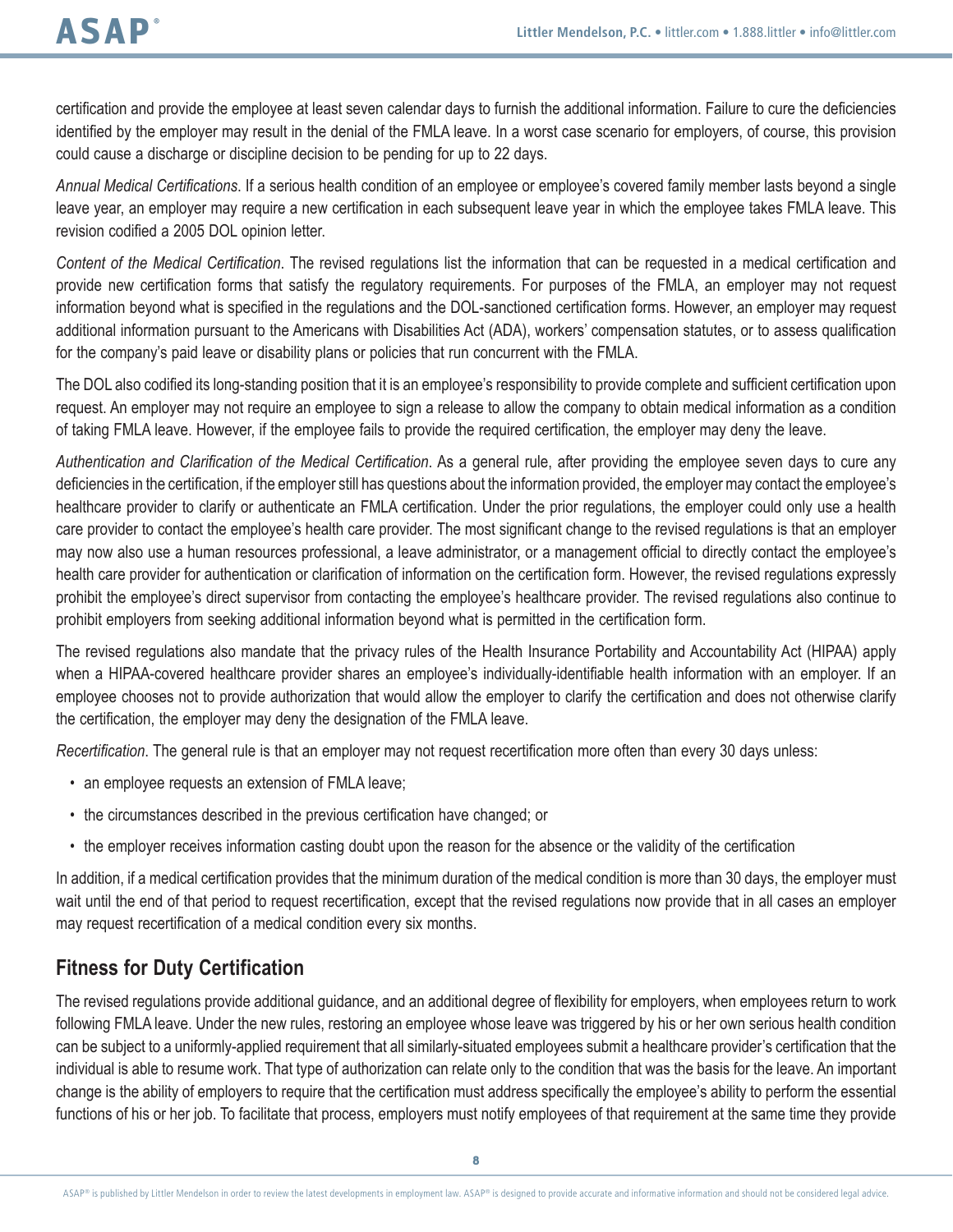certification and provide the employee at least seven calendar days to furnish the additional information. Failure to cure the deficiencies identified by the employer may result in the denial of the FMLA leave. In a worst case scenario for employers, of course, this provision could cause a discharge or discipline decision to be pending for up to 22 days.

*Annual Medical Certifications*. If a serious health condition of an employee or employee's covered family member lasts beyond a single leave year, an employer may require a new certification in each subsequent leave year in which the employee takes FMLA leave. This revision codified a 2005 DOL opinion letter.

*Content of the Medical Certification*. The revised regulations list the information that can be requested in a medical certification and provide new certification forms that satisfy the regulatory requirements. For purposes of the FMLA, an employer may not request information beyond what is specified in the regulations and the DOL-sanctioned certification forms. However, an employer may request additional information pursuant to the Americans with Disabilities Act (ADA), workers' compensation statutes, or to assess qualification for the company's paid leave or disability plans or policies that run concurrent with the FMLA.

The DOL also codified its long-standing position that it is an employee's responsibility to provide complete and sufficient certification upon request. An employer may not require an employee to sign a release to allow the company to obtain medical information as a condition of taking FMLA leave. However, if the employee fails to provide the required certification, the employer may deny the leave.

*Authentication and Clarification of the Medical Certification*. As a general rule, after providing the employee seven days to cure any deficiencies in the certification, if the employer still has questions about the information provided, the employer may contact the employee's healthcare provider to clarify or authenticate an FMLA certification. Under the prior regulations, the employer could only use a health care provider to contact the employee's health care provider. The most significant change to the revised regulations is that an employer may now also use a human resources professional, a leave administrator, or a management official to directly contact the employee's health care provider for authentication or clarification of information on the certification form. However, the revised regulations expressly prohibit the employee's direct supervisor from contacting the employee's healthcare provider. The revised regulations also continue to prohibit employers from seeking additional information beyond what is permitted in the certification form.

The revised regulations also mandate that the privacy rules of the Health Insurance Portability and Accountability Act (HIPAA) apply when a HIPAA-covered healthcare provider shares an employee's individually-identifiable health information with an employer. If an employee chooses not to provide authorization that would allow the employer to clarify the certification and does not otherwise clarify the certification, the employer may deny the designation of the FMLA leave.

*Recertification*. The general rule is that an employer may not request recertification more often than every 30 days unless:

- an employee requests an extension of FMLA leave;
- the circumstances described in the previous certification have changed; or
- the employer receives information casting doubt upon the reason for the absence or the validity of the certification

In addition, if a medical certification provides that the minimum duration of the medical condition is more than 30 days, the employer must wait until the end of that period to request recertification, except that the revised regulations now provide that in all cases an employer may request recertification of a medical condition every six months.

## Fitness for Duty Certification

The revised regulations provide additional guidance, and an additional degree of flexibility for employers, when employees return to work following FMLA leave. Under the new rules, restoring an employee whose leave was triggered by his or her own serious health condition can be subject to a uniformly-applied requirement that all similarly-situated employees submit a healthcare provider's certification that the individual is able to resume work. That type of authorization can relate only to the condition that was the basis for the leave. An important change is the ability of employers to require that the certification must address specifically the employee's ability to perform the essential functions of his or her job. To facilitate that process, employers must notify employees of that requirement at the same time they provide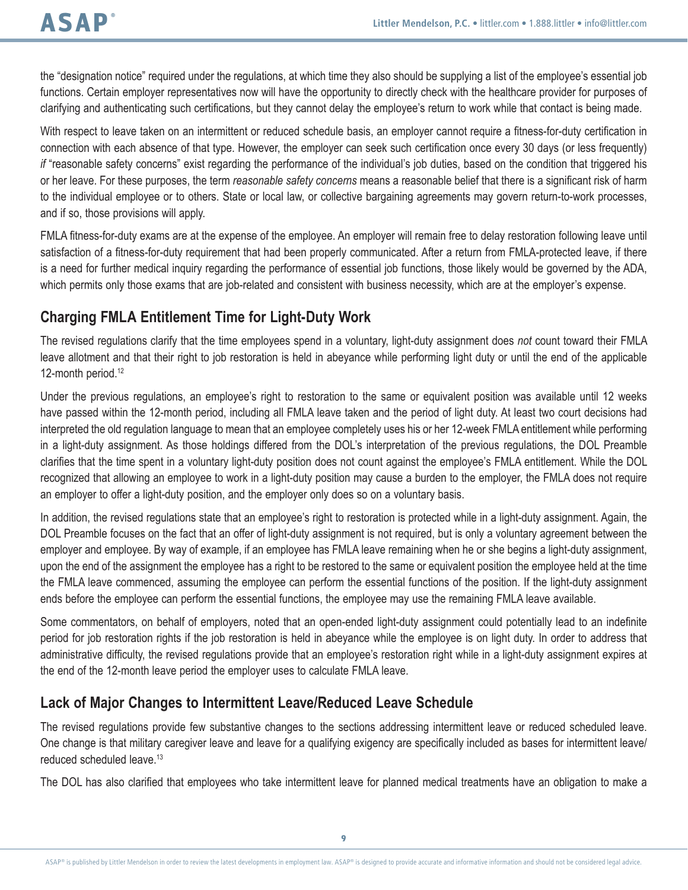the "designation notice" required under the regulations, at which time they also should be supplying a list of the employee's essential job functions. Certain employer representatives now will have the opportunity to directly check with the healthcare provider for purposes of clarifying and authenticating such certifications, but they cannot delay the employee's return to work while that contact is being made.

With respect to leave taken on an intermittent or reduced schedule basis, an employer cannot require a fitness-for-duty certification in connection with each absence of that type. However, the employer can seek such certification once every 30 days (or less frequently) *if* "reasonable safety concerns" exist regarding the performance of the individual's job duties, based on the condition that triggered his or her leave. For these purposes, the term *reasonable safety concerns* means a reasonable belief that there is a significant risk of harm to the individual employee or to others. State or local law, or collective bargaining agreements may govern return-to-work processes, and if so, those provisions will apply.

FMLA fitness-for-duty exams are at the expense of the employee. An employer will remain free to delay restoration following leave until satisfaction of a fitness-for-duty requirement that had been properly communicated. After a return from FMLA-protected leave, if there is a need for further medical inquiry regarding the performance of essential job functions, those likely would be governed by the ADA, which permits only those exams that are job-related and consistent with business necessity, which are at the employer's expense.

## Charging FMLA Entitlement Time for Light-Duty Work

The revised regulations clarify that the time employees spend in a voluntary, light-duty assignment does *not* count toward their FMLA leave allotment and that their right to job restoration is held in abeyance while performing light duty or until the end of the applicable 12-month period.[12]

Under the previous regulations, an employee's right to restoration to the same or equivalent position was available until 12 weeks have passed within the 12-month period, including all FMLA leave taken and the period of light duty. At least two court decisions had interpreted the old regulation language to mean that an employee completely uses his or her 12-week FMLA entitlement while performing in a light-duty assignment. As those holdings differed from the DOL's interpretation of the previous regulations, the DOL Preamble clarifies that the time spent in a voluntary light-duty position does not count against the employee's FMLA entitlement. While the DOL recognized that allowing an employee to work in a light-duty position may cause a burden to the employer, the FMLA does not require an employer to offer a light-duty position, and the employer only does so on a voluntary basis.

In addition, the revised regulations state that an employee's right to restoration is protected while in a light-duty assignment. Again, the DOL Preamble focuses on the fact that an offer of light-duty assignment is not required, but is only a voluntary agreement between the employer and employee. By way of example, if an employee has FMLA leave remaining when he or she begins a light-duty assignment, upon the end of the assignment the employee has a right to be restored to the same or equivalent position the employee held at the time the FMLA leave commenced, assuming the employee can perform the essential functions of the position. If the light-duty assignment ends before the employee can perform the essential functions, the employee may use the remaining FMLA leave available.

Some commentators, on behalf of employers, noted that an open-ended light-duty assignment could potentially lead to an indefinite period for job restoration rights if the job restoration is held in abeyance while the employee is on light duty. In order to address that administrative difficulty, the revised regulations provide that an employee's restoration right while in a light-duty assignment expires at the end of the 12-month leave period the employer uses to calculate FMLA leave.

## Lack of Major Changes to Intermittent Leave/Reduced Leave Schedule

The revised regulations provide few substantive changes to the sections addressing intermittent leave or reduced scheduled leave. One change is that military caregiver leave and leave for a qualifying exigency are specifically included as bases for intermittent leave/reduced scheduled leave.[13]

The DOL has also clarified that employees who take intermittent leave for planned medical treatments have an obligation to make a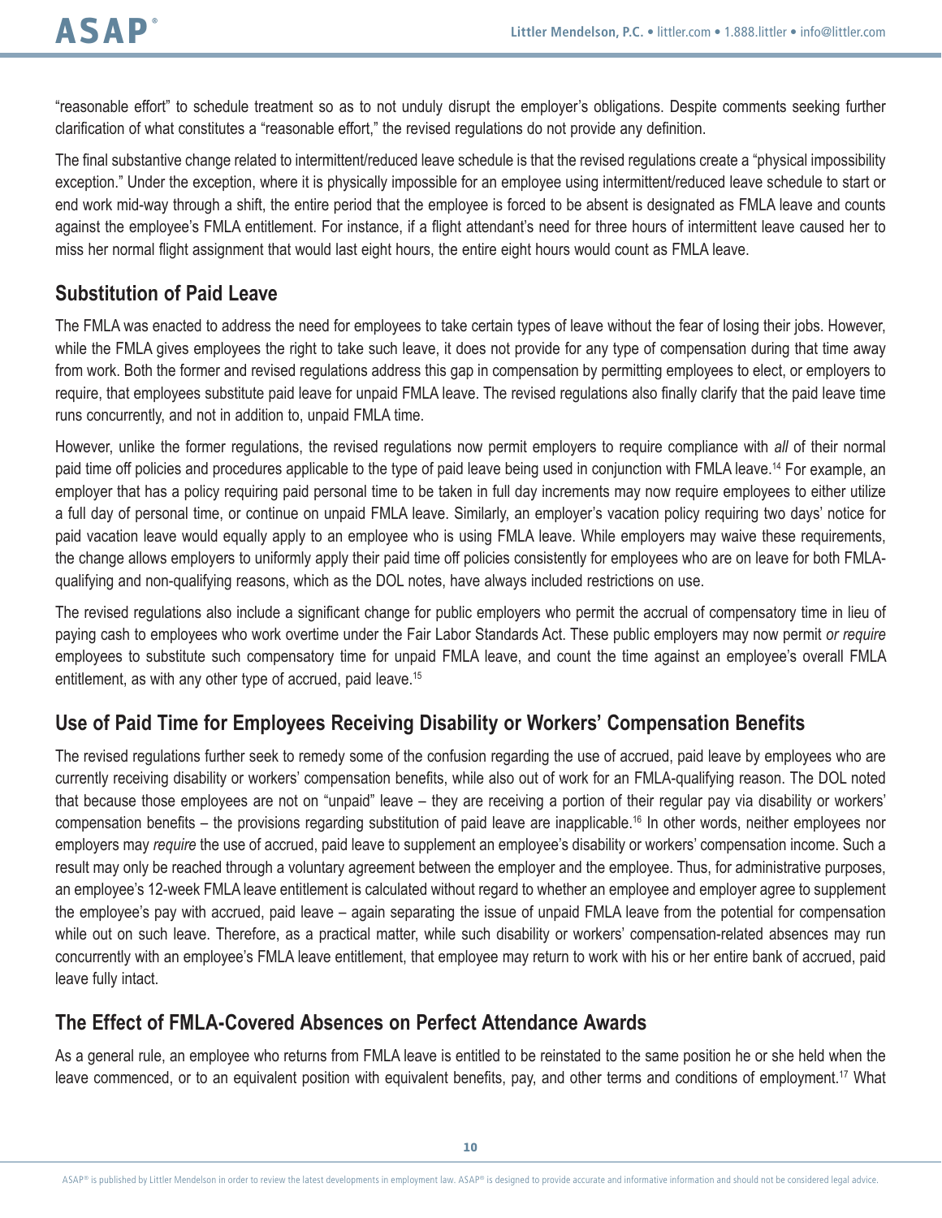"reasonable effort" to schedule treatment so as to not unduly disrupt the employer's obligations. Despite comments seeking further clarification of what constitutes a "reasonable effort," the revised regulations do not provide any definition.

The final substantive change related to intermittent/reduced leave schedule is that the revised regulations create a "physical impossibility exception." Under the exception, where it is physically impossible for an employee using intermittent/reduced leave schedule to start or end work mid-way through a shift, the entire period that the employee is forced to be absent is designated as FMLA leave and counts against the employee's FMLA entitlement. For instance, if a flight attendant's need for three hours of intermittent leave caused her to miss her normal flight assignment that would last eight hours, the entire eight hours would count as FMLA leave.

## Substitution of Paid Leave

The FMLA was enacted to address the need for employees to take certain types of leave without the fear of losing their jobs. However, while the FMLA gives employees the right to take such leave, it does not provide for any type of compensation during that time away from work. Both the former and revised regulations address this gap in compensation by permitting employees to elect, or employers to require, that employees substitute paid leave for unpaid FMLA leave. The revised regulations also finally clarify that the paid leave time runs concurrently, and not in addition to, unpaid FMLA time.

However, unlike the former regulations, the revised regulations now permit employers to require compliance with *all* of their normal paid time off policies and procedures applicable to the type of paid leave being used in conjunction with FMLA leave.[14] For example, an employer that has a policy requiring paid personal time to be taken in full day increments may now require employees to either utilize a full day of personal time, or continue on unpaid FMLA leave. Similarly, an employer's vacation policy requiring two days' notice for paid vacation leave would equally apply to an employee who is using FMLA leave. While employers may waive these requirements, the change allows employers to uniformly apply their paid time off policies consistently for employees who are on leave for both FMLA-qualifying and non-qualifying reasons, which as the DOL notes, have always included restrictions on use.

The revised regulations also include a significant change for public employers who permit the accrual of compensatory time in lieu of paying cash to employees who work overtime under the Fair Labor Standards Act. These public employers may now permit *or require* employees to substitute such compensatory time for unpaid FMLA leave, and count the time against an employee's overall FMLA entitlement, as with any other type of accrued, paid leave.[15]

## Use of Paid Time for Employees Receiving Disability or Workers' Compensation Benefits

The revised regulations further seek to remedy some of the confusion regarding the use of accrued, paid leave by employees who are currently receiving disability or workers' compensation benefits, while also out of work for an FMLA-qualifying reason. The DOL noted that because those employees are not on "unpaid" leave – they are receiving a portion of their regular pay via disability or workers' compensation benefits – the provisions regarding substitution of paid leave are inapplicable.[16] In other words, neither employees nor employers may *require* the use of accrued, paid leave to supplement an employee's disability or workers' compensation income. Such a result may only be reached through a voluntary agreement between the employer and the employee. Thus, for administrative purposes, an employee's 12-week FMLA leave entitlement is calculated without regard to whether an employee and employer agree to supplement the employee's pay with accrued, paid leave – again separating the issue of unpaid FMLA leave from the potential for compensation while out on such leave. Therefore, as a practical matter, while such disability or workers' compensation-related absences may run concurrently with an employee's FMLA leave entitlement, that employee may return to work with his or her entire bank of accrued, paid leave fully intact.

## The Effect of FMLA-Covered Absences on Perfect Attendance Awards

As a general rule, an employee who returns from FMLA leave is entitled to be reinstated to the same position he or she held when the leave commenced, or to an equivalent position with equivalent benefits, pay, and other terms and conditions of employment.[17] What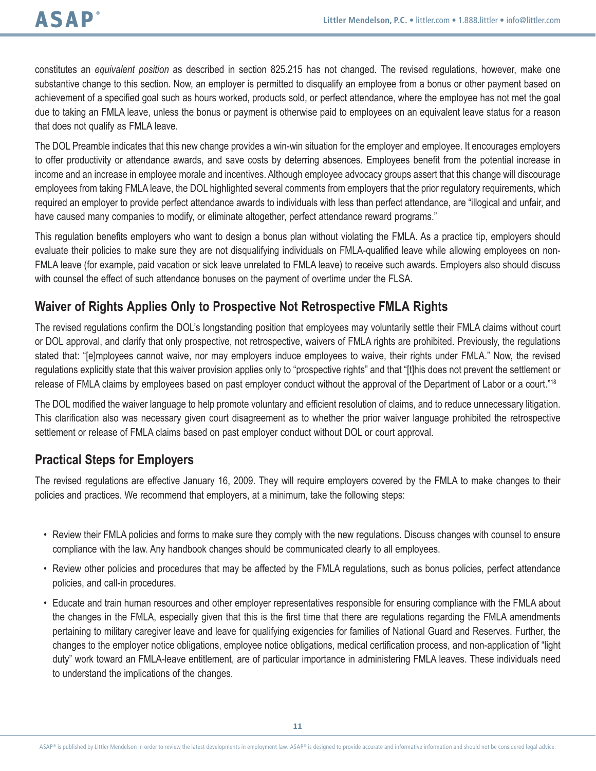constitutes an *equivalent position* as described in section 825.215 has not changed. The revised regulations, however, make one substantive change to this section. Now, an employer is permitted to disqualify an employee from a bonus or other payment based on achievement of a specified goal such as hours worked, products sold, or perfect attendance, where the employee has not met the goal due to taking an FMLA leave, unless the bonus or payment is otherwise paid to employees on an equivalent leave status for a reason that does not qualify as FMLA leave.

The DOL Preamble indicates that this new change provides a win-win situation for the employer and employee. It encourages employers to offer productivity or attendance awards, and save costs by deterring absences. Employees benefit from the potential increase in income and an increase in employee morale and incentives. Although employee advocacy groups assert that this change will discourage employees from taking FMLA leave, the DOL highlighted several comments from employers that the prior regulatory requirements, which required an employer to provide perfect attendance awards to individuals with less than perfect attendance, are "illogical and unfair, and have caused many companies to modify, or eliminate altogether, perfect attendance reward programs."

This regulation benefits employers who want to design a bonus plan without violating the FMLA. As a practice tip, employers should evaluate their policies to make sure they are not disqualifying individuals on FMLA-qualified leave while allowing employees on non-FMLA leave (for example, paid vacation or sick leave unrelated to FMLA leave) to receive such awards. Employers also should discuss with counsel the effect of such attendance bonuses on the payment of overtime under the FLSA.

## Waiver of Rights Applies Only to Prospective Not Retrospective FMLA Rights

The revised regulations confirm the DOL's longstanding position that employees may voluntarily settle their FMLA claims without court or DOL approval, and clarify that only prospective, not retrospective, waivers of FMLA rights are prohibited. Previously, the regulations stated that: "[e]mployees cannot waive, nor may employers induce employees to waive, their rights under FMLA." Now, the revised regulations explicitly state that this waiver provision applies only to "prospective rights" and that "[t]his does not prevent the settlement or release of FMLA claims by employees based on past employer conduct without the approval of the Department of Labor or a court."[18]

The DOL modified the waiver language to help promote voluntary and efficient resolution of claims, and to reduce unnecessary litigation. This clarification also was necessary given court disagreement as to whether the prior waiver language prohibited the retrospective settlement or release of FMLA claims based on past employer conduct without DOL or court approval.

## Practical Steps for Employers

The revised regulations are effective January 16, 2009. They will require employers covered by the FMLA to make changes to their policies and practices. We recommend that employers, at a minimum, take the following steps:

- Review their FMLA policies and forms to make sure they comply with the new regulations. Discuss changes with counsel to ensure compliance with the law. Any handbook changes should be communicated clearly to all employees.
- Review other policies and procedures that may be affected by the FMLA regulations, such as bonus policies, perfect attendance policies, and call-in procedures.
- Educate and train human resources and other employer representatives responsible for ensuring compliance with the FMLA about the changes in the FMLA, especially given that this is the first time that there are regulations regarding the FMLA amendments pertaining to military caregiver leave and leave for qualifying exigencies for families of National Guard and Reserves. Further, the changes to the employer notice obligations, employee notice obligations, medical certification process, and non-application of "light duty" work toward an FMLA-leave entitlement, are of particular importance in administering FMLA leaves. These individuals need to understand the implications of the changes.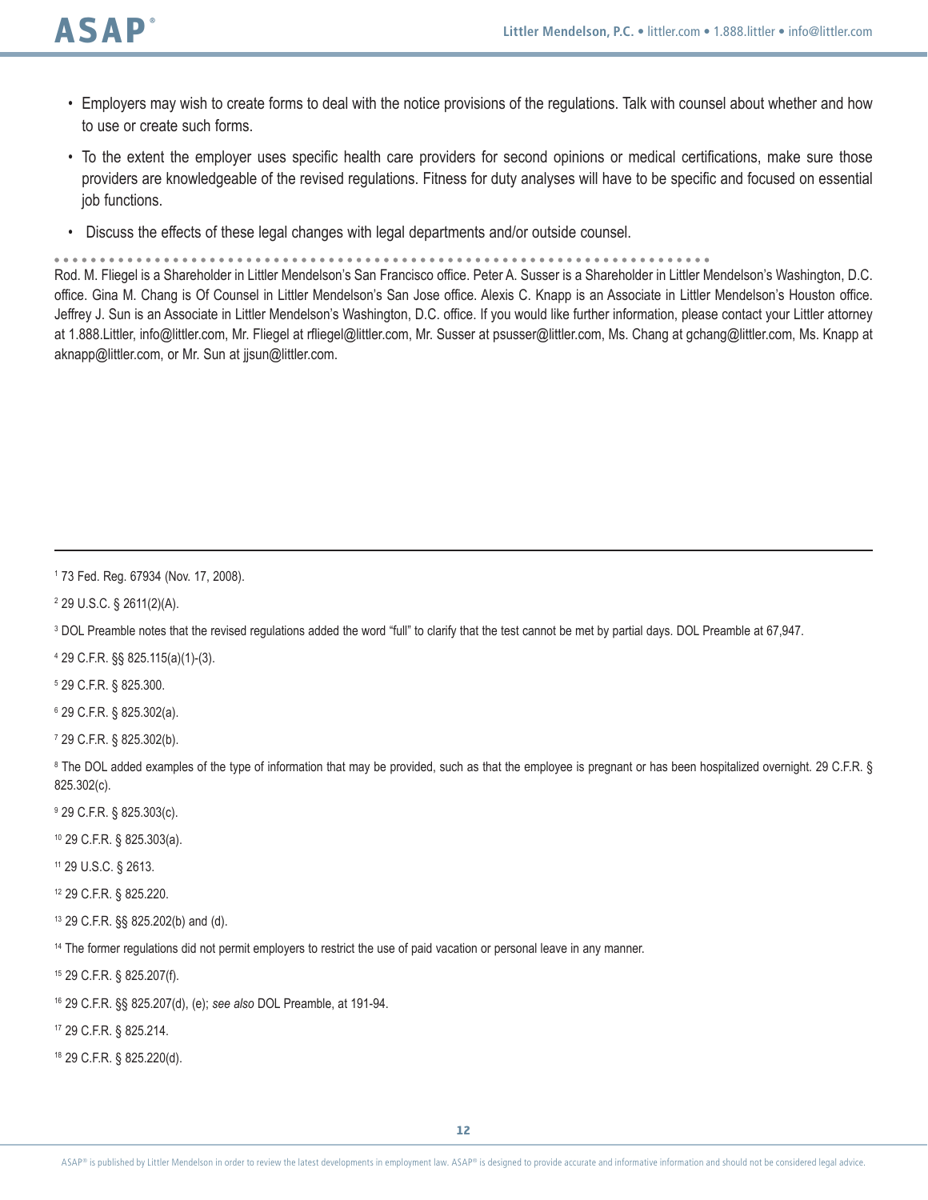- Employers may wish to create forms to deal with the notice provisions of the regulations. Talk with counsel about whether and how to use or create such forms.
- To the extent the employer uses specific health care providers for second opinions or medical certifications, make sure those providers are knowledgeable of the revised regulations. Fitness for duty analyses will have to be specific and focused on essential job functions.
- Discuss the effects of these legal changes with legal departments and/or outside counsel.

Rod. M. Fliegel is a Shareholder in Littler Mendelson's San Francisco office. Peter A. Susser is a Shareholder in Littler Mendelson's Washington, D.C. office. Gina M. Chang is Of Counsel in Littler Mendelson's San Jose office. Alexis C. Knapp is an Associate in Littler Mendelson's Houston office. Jeffrey J. Sun is an Associate in Littler Mendelson's Washington, D.C. office. If you would like further information, please contact your Littler attorney at 1.888.Littler, info@littler.com, Mr. Fliegel at rfliegel@littler.com, Mr. Susser at psusser@littler.com, Ms. Chang at gchang@littler.com, Ms. Knapp at aknapp@littler.com, or Mr. Sun at jjsun@littler.com.

---

[1] 73 Fed. Reg. 67934 (Nov. 17, 2008).

[2] 29 U.S.C. § 2611(2)(A).

[3] DOL Preamble notes that the revised regulations added the word "full" to clarify that the test cannot be met by partial days. DOL Preamble at 67,947.

[4] 29 C.F.R. §§ 825.115(a)(1)-(3).

[5] 29 C.F.R. § 825.300.

[6] 29 C.F.R. § 825.302(a).

[7] 29 C.F.R. § 825.302(b).

[8] The DOL added examples of the type of information that may be provided, such as that the employee is pregnant or has been hospitalized overnight. 29 C.F.R. § 825.302(c).

[9] 29 C.F.R. § 825.303(c).

[10] 29 C.F.R. § 825.303(a).

[11] 29 U.S.C. § 2613.

[12] 29 C.F.R. § 825.220.

[13] 29 C.F.R. §§ 825.202(b) and (d).

[14] The former regulations did not permit employers to restrict the use of paid vacation or personal leave in any manner.

[15] 29 C.F.R. § 825.207(f).

[16] 29 C.F.R. §§ 825.207(d), (e); *see also* DOL Preamble, at 191-94.

[17] 29 C.F.R. § 825.214.

[18] 29 C.F.R. § 825.220(d).